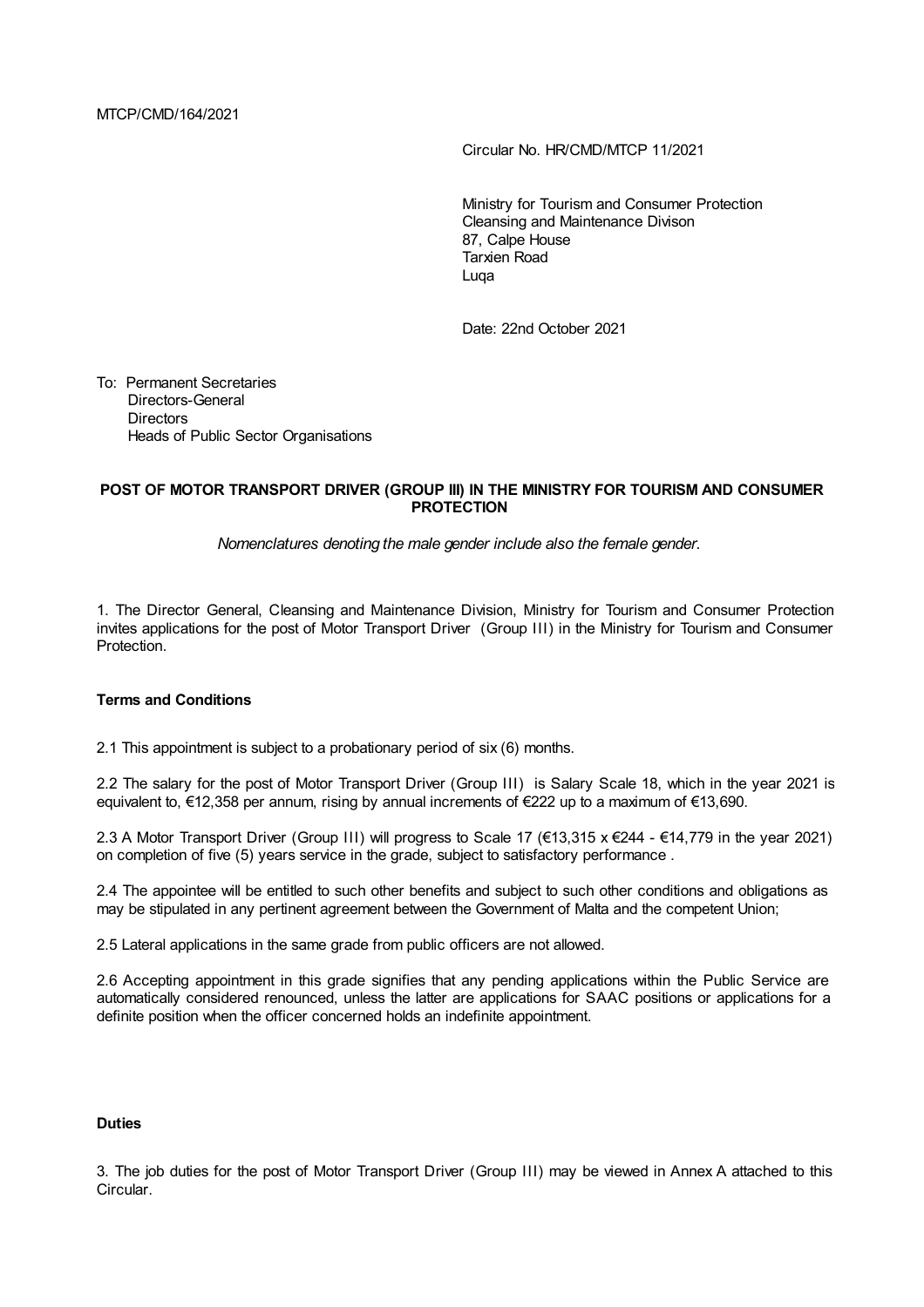MTCP/CMD/164/2021

Circular No. HR/CMD/MTCP 11/2021

Ministry for Tourism and Consumer Protection
Cleansing and Maintenance Divison
87, Calpe House
Tarxien Road
Luqa

Date: 22nd October 2021

To: Permanent Secretaries
Directors-General
Directors
Heads of Public Sector Organisations

**POST OF MOTOR TRANSPORT DRIVER (GROUP III) IN THE MINISTRY FOR TOURISM AND CONSUMER PROTECTION**

*Nomenclatures denoting the male gender include also the female gender.*

1. The Director General, Cleansing and Maintenance Division, Ministry for Tourism and Consumer Protection invites applications for the post of Motor Transport Driver (Group III) in the Ministry for Tourism and Consumer Protection.

**Terms and Conditions**

2.1 This appointment is subject to a probationary period of six (6) months.

2.2 The salary for the post of Motor Transport Driver (Group III) is Salary Scale 18, which in the year 2021 is equivalent to, €12,358 per annum, rising by annual increments of €222 up to a maximum of €13,690.

2.3 A Motor Transport Driver (Group III) will progress to Scale 17 (€13,315 x €244 - €14,779 in the year 2021) on completion of five (5) years service in the grade, subject to satisfactory performance .

2.4 The appointee will be entitled to such other benefits and subject to such other conditions and obligations as may be stipulated in any pertinent agreement between the Government of Malta and the competent Union;

2.5 Lateral applications in the same grade from public officers are not allowed.

2.6 Accepting appointment in this grade signifies that any pending applications within the Public Service are automatically considered renounced, unless the latter are applications for SAAC positions or applications for a definite position when the officer concerned holds an indefinite appointment.

**Duties**

3. The job duties for the post of Motor Transport Driver (Group III) may be viewed in Annex A attached to this Circular.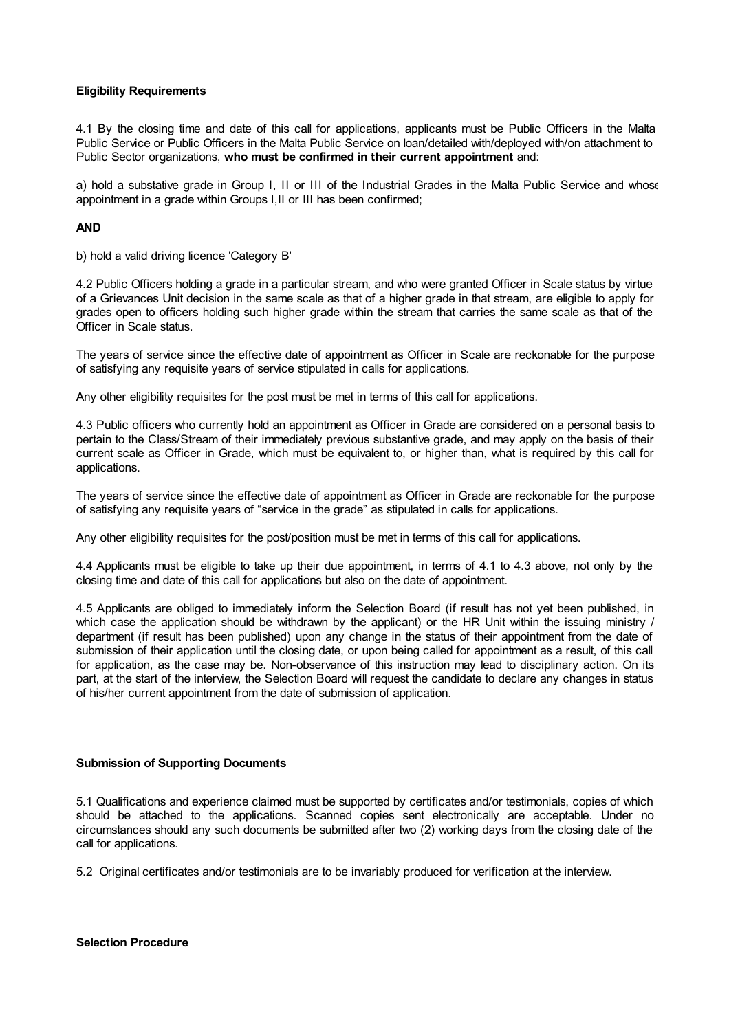### Eligibility Requirements

4.1 By the closing time and date of this call for applications, applicants must be Public Officers in the Malta Public Service or Public Officers in the Malta Public Service on loan/detailed with/deployed with/on attachment to Public Sector organizations, **who must be confirmed in their current appointment** and:

a) hold a substative grade in Group I, II or III of the Industrial Grades in the Malta Public Service and whose appointment in a grade within Groups I,II or III has been confirmed;

**AND**

b) hold a valid driving licence 'Category B'

4.2 Public Officers holding a grade in a particular stream, and who were granted Officer in Scale status by virtue of a Grievances Unit decision in the same scale as that of a higher grade in that stream, are eligible to apply for grades open to officers holding such higher grade within the stream that carries the same scale as that of the Officer in Scale status.

The years of service since the effective date of appointment as Officer in Scale are reckonable for the purpose of satisfying any requisite years of service stipulated in calls for applications.

Any other eligibility requisites for the post must be met in terms of this call for applications.

4.3 Public officers who currently hold an appointment as Officer in Grade are considered on a personal basis to pertain to the Class/Stream of their immediately previous substantive grade, and may apply on the basis of their current scale as Officer in Grade, which must be equivalent to, or higher than, what is required by this call for applications.

The years of service since the effective date of appointment as Officer in Grade are reckonable for the purpose of satisfying any requisite years of "service in the grade" as stipulated in calls for applications.

Any other eligibility requisites for the post/position must be met in terms of this call for applications.

4.4 Applicants must be eligible to take up their due appointment, in terms of 4.1 to 4.3 above, not only by the closing time and date of this call for applications but also on the date of appointment.

4.5 Applicants are obliged to immediately inform the Selection Board (if result has not yet been published, in which case the application should be withdrawn by the applicant) or the HR Unit within the issuing ministry / department (if result has been published) upon any change in the status of their appointment from the date of submission of their application until the closing date, or upon being called for appointment as a result, of this call for application, as the case may be. Non-observance of this instruction may lead to disciplinary action. On its part, at the start of the interview, the Selection Board will request the candidate to declare any changes in status of his/her current appointment from the date of submission of application.

### Submission of Supporting Documents

5.1 Qualifications and experience claimed must be supported by certificates and/or testimonials, copies of which should be attached to the applications. Scanned copies sent electronically are acceptable. Under no circumstances should any such documents be submitted after two (2) working days from the closing date of the call for applications.

5.2 Original certificates and/or testimonials are to be invariably produced for verification at the interview.

### Selection Procedure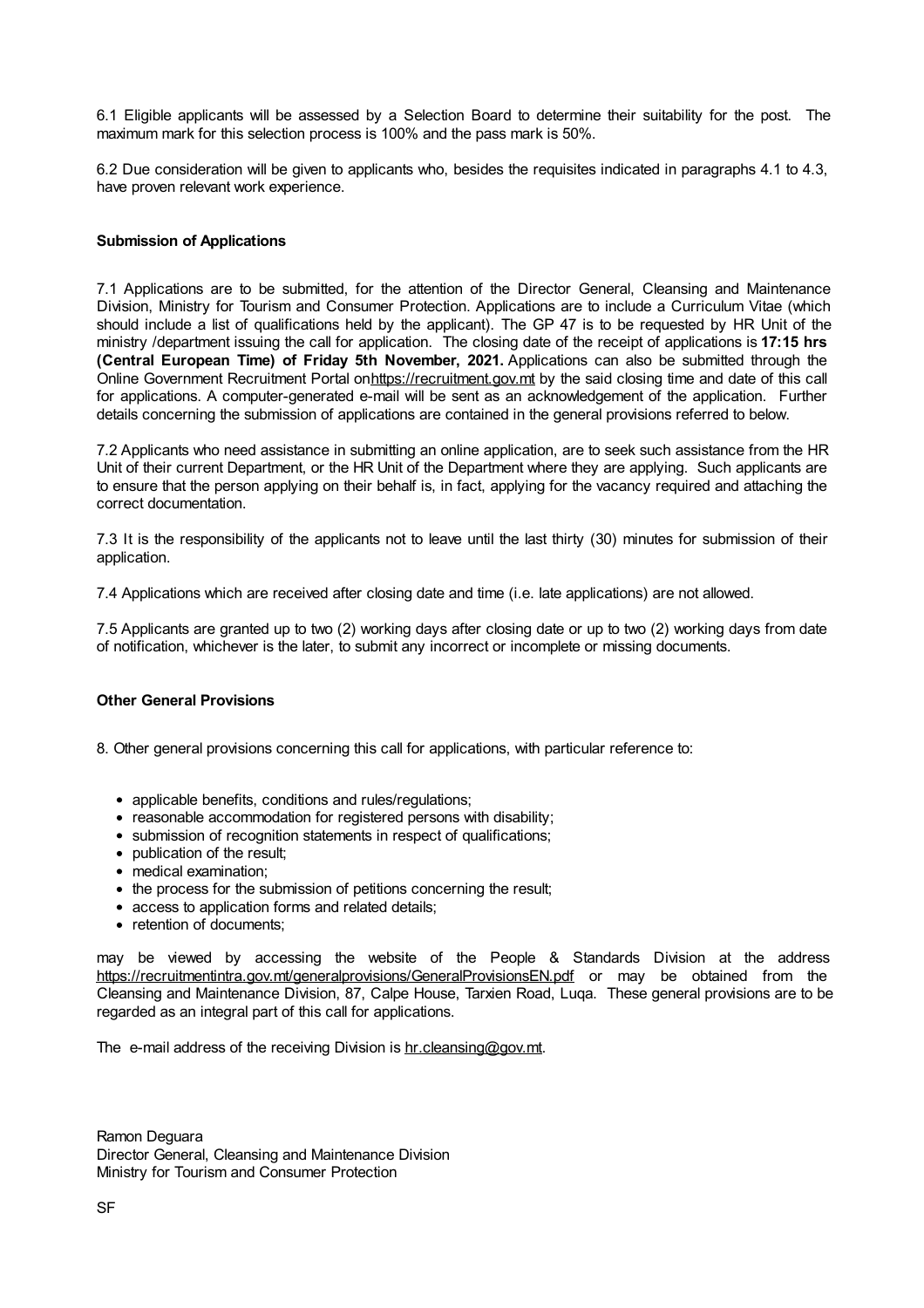6.1 Eligible applicants will be assessed by a Selection Board to determine their suitability for the post. The maximum mark for this selection process is 100% and the pass mark is 50%.

6.2 Due consideration will be given to applicants who, besides the requisites indicated in paragraphs 4.1 to 4.3, have proven relevant work experience.

**Submission of Applications**

7.1 Applications are to be submitted, for the attention of the Director General, Cleansing and Maintenance Division, Ministry for Tourism and Consumer Protection. Applications are to include a Curriculum Vitae (which should include a list of qualifications held by the applicant). The GP 47 is to be requested by HR Unit of the ministry /department issuing the call for application. The closing date of the receipt of applications is **17:15 hrs (Central European Time) of Friday 5th November, 2021.** Applications can also be submitted through the Online Government Recruitment Portal onhttps://recruitment.gov.mt by the said closing time and date of this call for applications. A computer-generated e-mail will be sent as an acknowledgement of the application. Further details concerning the submission of applications are contained in the general provisions referred to below.

7.2 Applicants who need assistance in submitting an online application, are to seek such assistance from the HR Unit of their current Department, or the HR Unit of the Department where they are applying. Such applicants are to ensure that the person applying on their behalf is, in fact, applying for the vacancy required and attaching the correct documentation.

7.3 It is the responsibility of the applicants not to leave until the last thirty (30) minutes for submission of their application.

7.4 Applications which are received after closing date and time (i.e. late applications) are not allowed.

7.5 Applicants are granted up to two (2) working days after closing date or up to two (2) working days from date of notification, whichever is the later, to submit any incorrect or incomplete or missing documents.

**Other General Provisions**

8. Other general provisions concerning this call for applications, with particular reference to:

- applicable benefits, conditions and rules/regulations;
- reasonable accommodation for registered persons with disability;
- submission of recognition statements in respect of qualifications;
- publication of the result;
- medical examination;
- the process for the submission of petitions concerning the result;
- access to application forms and related details;
- retention of documents;

may be viewed by accessing the website of the People & Standards Division at the address https://recruitmentintra.gov.mt/generalprovisions/GeneralProvisionsEN.pdf or may be obtained from the Cleansing and Maintenance Division, 87, Calpe House, Tarxien Road, Luqa. These general provisions are to be regarded as an integral part of this call for applications.

The e-mail address of the receiving Division is hr.cleansing@gov.mt.

Ramon Deguara
Director General, Cleansing and Maintenance Division
Ministry for Tourism and Consumer Protection

SF